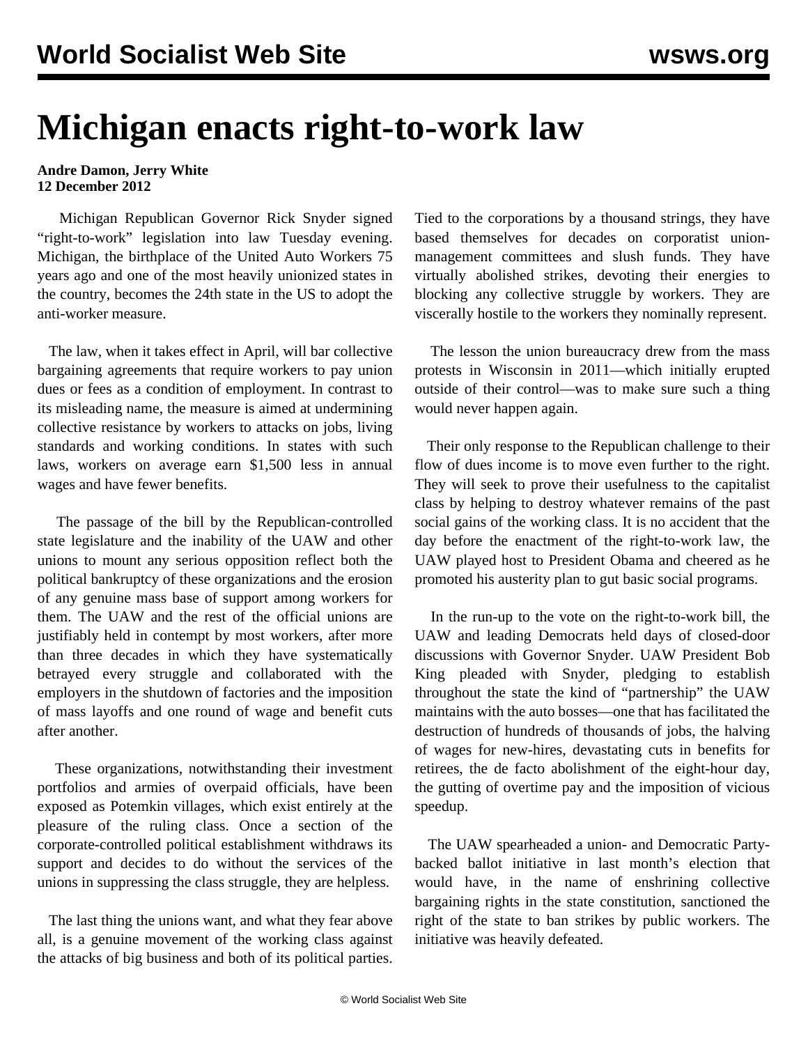# Michigan enacts right-to-work law

**Andre Damon, Jerry White**
**12 December 2012**

Michigan Republican Governor Rick Snyder signed "right-to-work" legislation into law Tuesday evening. Michigan, the birthplace of the United Auto Workers 75 years ago and one of the most heavily unionized states in the country, becomes the 24th state in the US to adopt the anti-worker measure.

The law, when it takes effect in April, will bar collective bargaining agreements that require workers to pay union dues or fees as a condition of employment. In contrast to its misleading name, the measure is aimed at undermining collective resistance by workers to attacks on jobs, living standards and working conditions. In states with such laws, workers on average earn $1,500 less in annual wages and have fewer benefits.

The passage of the bill by the Republican-controlled state legislature and the inability of the UAW and other unions to mount any serious opposition reflect both the political bankruptcy of these organizations and the erosion of any genuine mass base of support among workers for them. The UAW and the rest of the official unions are justifiably held in contempt by most workers, after more than three decades in which they have systematically betrayed every struggle and collaborated with the employers in the shutdown of factories and the imposition of mass layoffs and one round of wage and benefit cuts after another.

These organizations, notwithstanding their investment portfolios and armies of overpaid officials, have been exposed as Potemkin villages, which exist entirely at the pleasure of the ruling class. Once a section of the corporate-controlled political establishment withdraws its support and decides to do without the services of the unions in suppressing the class struggle, they are helpless.

The last thing the unions want, and what they fear above all, is a genuine movement of the working class against the attacks of big business and both of its political parties. Tied to the corporations by a thousand strings, they have based themselves for decades on corporatist union-management committees and slush funds. They have virtually abolished strikes, devoting their energies to blocking any collective struggle by workers. They are viscerally hostile to the workers they nominally represent.

The lesson the union bureaucracy drew from the mass protests in Wisconsin in 2011—which initially erupted outside of their control—was to make sure such a thing would never happen again.

Their only response to the Republican challenge to their flow of dues income is to move even further to the right. They will seek to prove their usefulness to the capitalist class by helping to destroy whatever remains of the past social gains of the working class. It is no accident that the day before the enactment of the right-to-work law, the UAW played host to President Obama and cheered as he promoted his austerity plan to gut basic social programs.

In the run-up to the vote on the right-to-work bill, the UAW and leading Democrats held days of closed-door discussions with Governor Snyder. UAW President Bob King pleaded with Snyder, pledging to establish throughout the state the kind of "partnership" the UAW maintains with the auto bosses—one that has facilitated the destruction of hundreds of thousands of jobs, the halving of wages for new-hires, devastating cuts in benefits for retirees, the de facto abolishment of the eight-hour day, the gutting of overtime pay and the imposition of vicious speedup.

The UAW spearheaded a union- and Democratic Party-backed ballot initiative in last month's election that would have, in the name of enshrining collective bargaining rights in the state constitution, sanctioned the right of the state to ban strikes by public workers. The initiative was heavily defeated.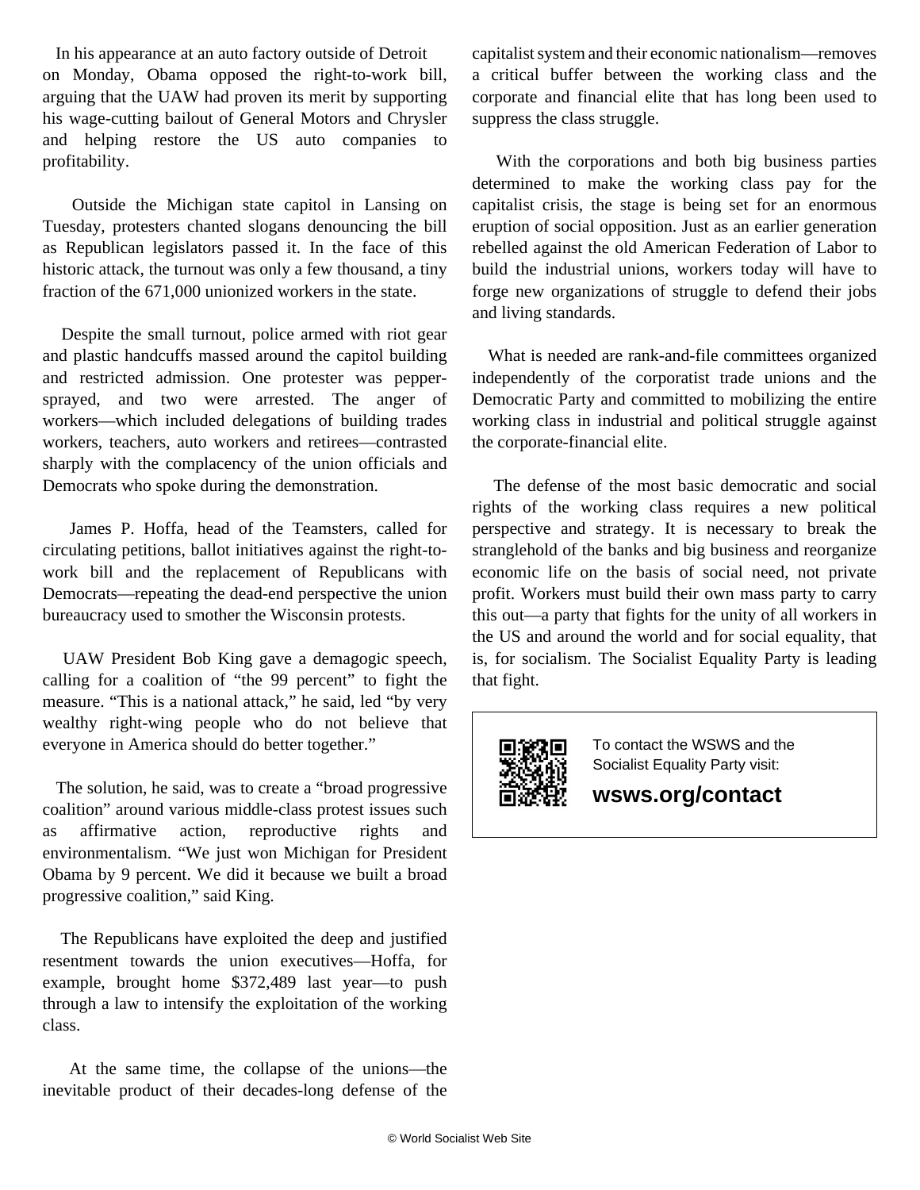In his appearance at an auto factory outside of Detroit on Monday, Obama opposed the right-to-work bill, arguing that the UAW had proven its merit by supporting his wage-cutting bailout of General Motors and Chrysler and helping restore the US auto companies to profitability.

Outside the Michigan state capitol in Lansing on Tuesday, protesters chanted slogans denouncing the bill as Republican legislators passed it. In the face of this historic attack, the turnout was only a few thousand, a tiny fraction of the 671,000 unionized workers in the state.

Despite the small turnout, police armed with riot gear and plastic handcuffs massed around the capitol building and restricted admission. One protester was pepper-sprayed, and two were arrested. The anger of workers—which included delegations of building trades workers, teachers, auto workers and retirees—contrasted sharply with the complacency of the union officials and Democrats who spoke during the demonstration.

James P. Hoffa, head of the Teamsters, called for circulating petitions, ballot initiatives against the right-to-work bill and the replacement of Republicans with Democrats—repeating the dead-end perspective the union bureaucracy used to smother the Wisconsin protests.

UAW President Bob King gave a demagogic speech, calling for a coalition of "the 99 percent" to fight the measure. "This is a national attack," he said, led "by very wealthy right-wing people who do not believe that everyone in America should do better together."

The solution, he said, was to create a "broad progressive coalition" around various middle-class protest issues such as affirmative action, reproductive rights and environmentalism. "We just won Michigan for President Obama by 9 percent. We did it because we built a broad progressive coalition," said King.

The Republicans have exploited the deep and justified resentment towards the union executives—Hoffa, for example, brought home $372,489 last year—to push through a law to intensify the exploitation of the working class.

At the same time, the collapse of the unions—the inevitable product of their decades-long defense of the capitalist system and their economic nationalism—removes a critical buffer between the working class and the corporate and financial elite that has long been used to suppress the class struggle.

With the corporations and both big business parties determined to make the working class pay for the capitalist crisis, the stage is being set for an enormous eruption of social opposition. Just as an earlier generation rebelled against the old American Federation of Labor to build the industrial unions, workers today will have to forge new organizations of struggle to defend their jobs and living standards.

What is needed are rank-and-file committees organized independently of the corporatist trade unions and the Democratic Party and committed to mobilizing the entire working class in industrial and political struggle against the corporate-financial elite.

The defense of the most basic democratic and social rights of the working class requires a new political perspective and strategy. It is necessary to break the stranglehold of the banks and big business and reorganize economic life on the basis of social need, not private profit. Workers must build their own mass party to carry this out—a party that fights for the unity of all workers in the US and around the world and for social equality, that is, for socialism. The Socialist Equality Party is leading that fight.

To contact the WSWS and the Socialist Equality Party visit:

**wsws.org/contact**